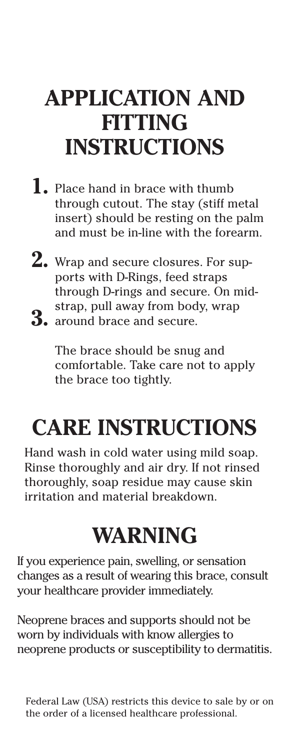# APPLICATION AND FITTING INSTRUCTIONS

1. Place hand in brace with thumb through cutout. The stay (stiff metal insert) should be resting on the palm and must be in-line with the forearm.

2. Wrap and secure closures. For supports with D-Rings, feed straps through D-rings and secure. On mid-strap, pull away from body, wrap

3. around brace and secure.

The brace should be snug and comfortable. Take care not to apply the brace too tightly.

# CARE INSTRUCTIONS

Hand wash in cold water using mild soap. Rinse thoroughly and air dry. If not rinsed thoroughly, soap residue may cause skin irritation and material breakdown.

# WARNING

If you experience pain, swelling, or sensation changes as a result of wearing this brace, consult your healthcare provider immediately.

Neoprene braces and supports should not be worn by individuals with know allergies to neoprene products or susceptibility to dermatitis.

Federal Law (USA) restricts this device to sale by or on the order of a licensed healthcare professional.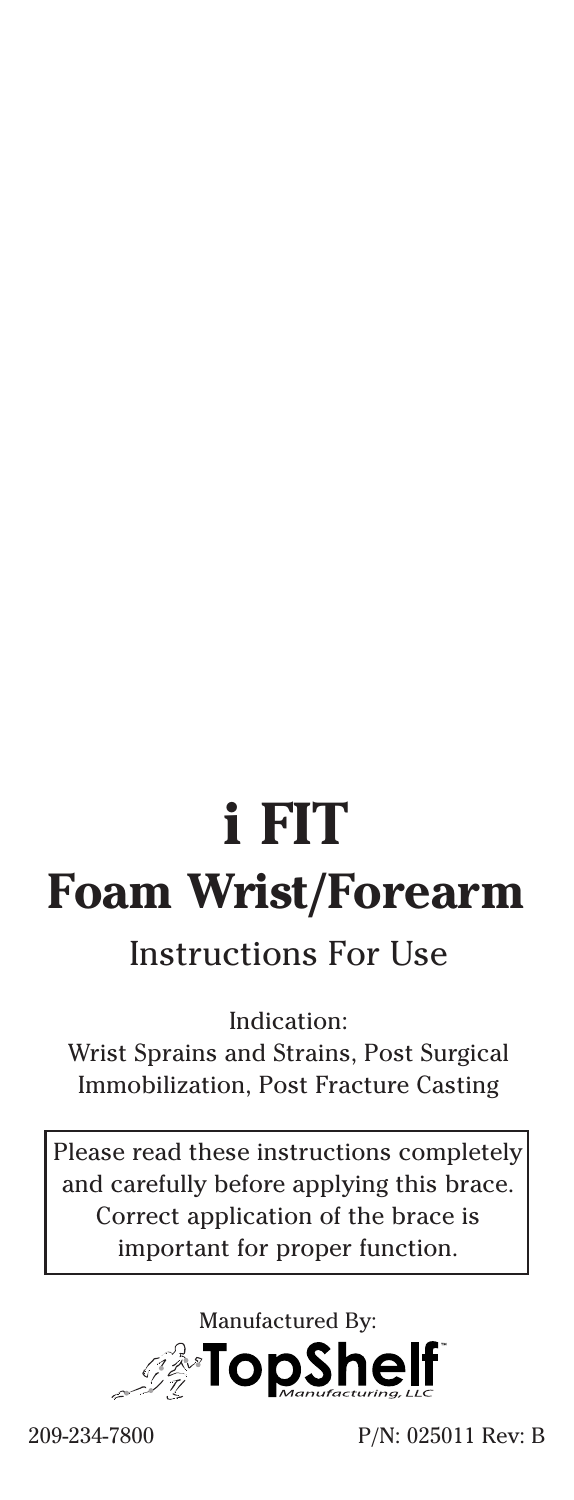# i FIT

# Foam Wrist/Forearm

## Instructions For Use

Indication:
Wrist Sprains and Strains, Post Surgical Immobilization, Post Fracture Casting

Please read these instructions completely and carefully before applying this brace. Correct application of the brace is important for proper function.

Manufactured By:
TopShelf Manufacturing, LLC

209-234-7800

P/N: 025011 Rev: B